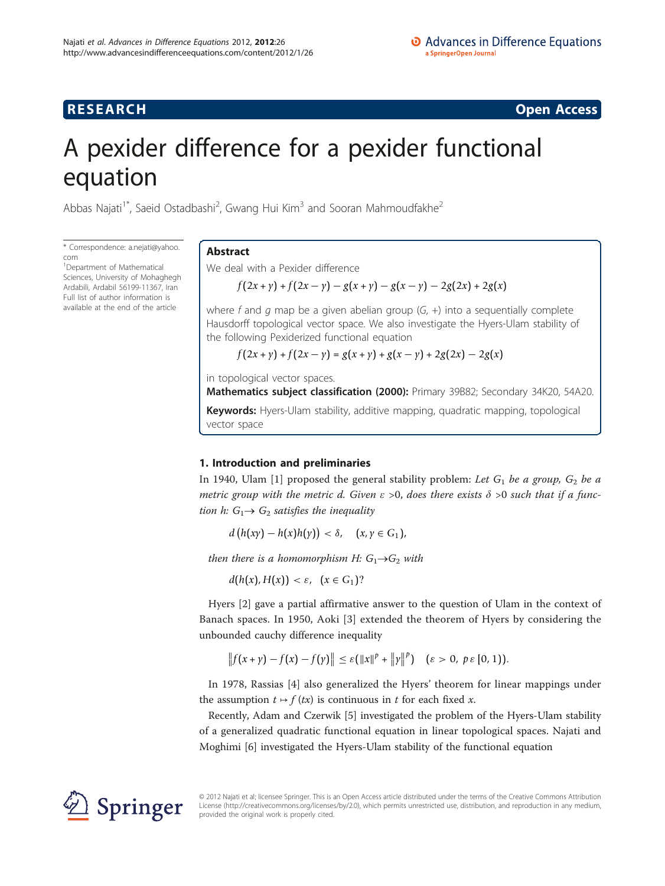RESEARCH Open Access

# A pexider difference for a pexider functional equation

Abbas Najati[1*], Saeid Ostadbashi[2], Gwang Hui Kim[3] and Sooran Mahmoudfakhe[2]

\* Correspondence: a.nejati@yahoo.com
[1]Department of Mathematical Sciences, University of Mohaghegh Ardabili, Ardabil 56199-11367, Iran
Full list of author information is available at the end of the article

## Abstract

We deal with a Pexider difference

$$f(2x+y)+f(2x-y)-g(x+y)-g(x-y)-2g(2x)+2g(x)$$

where $f$ and $g$ map be a given abelian group $(G, +)$ into a sequentially complete Hausdorff topological vector space. We also investigate the Hyers-Ulam stability of the following Pexiderized functional equation

$$f(2x+y)+f(2x-y)=g(x+y)+g(x-y)+2g(2x)-2g(x)$$

in topological vector spaces.

**Mathematics subject classification (2000):** Primary 39B82; Secondary 34K20, 54A20.

**Keywords:** Hyers-Ulam stability, additive mapping, quadratic mapping, topological vector space

## 1. Introduction and preliminaries

In 1940, Ulam [1] proposed the general stability problem: *Let $G_1$ be a group, $G_2$ be a metric group with the metric d. Given $\varepsilon > 0$, does there exists $\delta > 0$ such that if a function $h: G_1 \to G_2$ satisfies the inequality*

$$d\left(h(xy)-h(x)h(y)\right)<\delta, \quad (x, y \in G_1),$$

*then there is a homomorphism $H: G_1 \to G_2$ with*

$$d(h(x), H(x))<\varepsilon, \quad (x \in G_1)?$$

Hyers [2] gave a partial affirmative answer to the question of Ulam in the context of Banach spaces. In 1950, Aoki [3] extended the theorem of Hyers by considering the unbounded cauchy difference inequality

$$\left\|f(x+y)-f(x)-f(y)\right\| \leq \varepsilon(\|x\|^{p}+\left\|y\right\|^{p}) \quad (\varepsilon>0,\ p \,\varepsilon\, [0,1)).$$

In 1978, Rassias [4] also generalized the Hyers' theorem for linear mappings under the assumption $t \mapsto f(tx)$ is continuous in $t$ for each fixed $x$.

Recently, Adam and Czerwik [5] investigated the problem of the Hyers-Ulam stability of a generalized quadratic functional equation in linear topological spaces. Najati and Moghimi [6] investigated the Hyers-Ulam stability of the functional equation

© 2012 Najati et al; licensee Springer. This is an Open Access article distributed under the terms of the Creative Commons Attribution License (http://creativecommons.org/licenses/by/2.0), which permits unrestricted use, distribution, and reproduction in any medium, provided the original work is properly cited.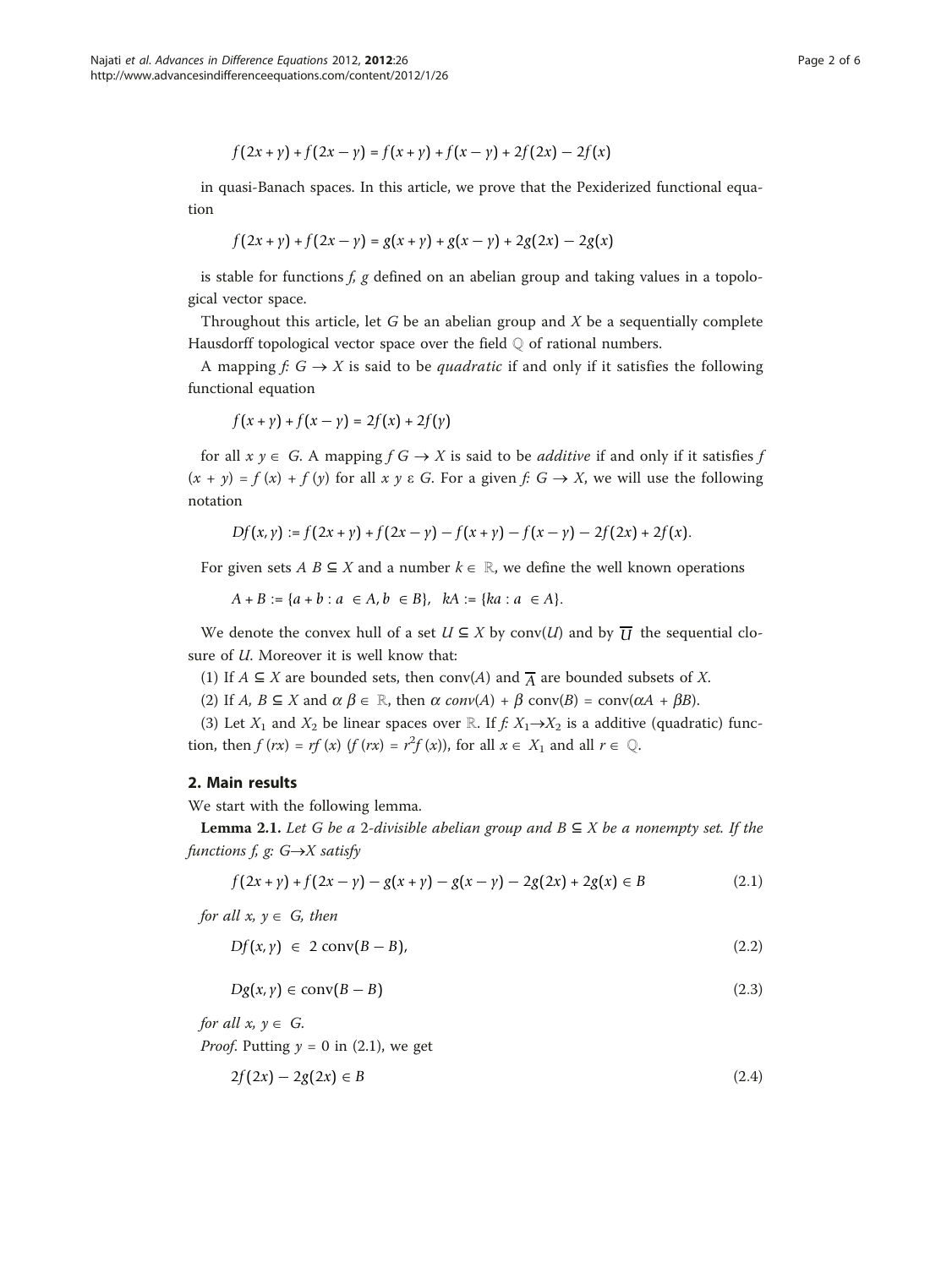$$f(2x+y)+f(2x-y)=f(x+y)+f(x-y)+2f(2x)-2f(x)$$

in quasi-Banach spaces. In this article, we prove that the Pexiderized functional equation

$$f(2x+y)+f(2x-y)=g(x+y)+g(x-y)+2g(2x)-2g(x)$$

is stable for functions $f$, $g$ defined on an abelian group and taking values in a topological vector space.

Throughout this article, let $G$ be an abelian group and $X$ be a sequentially complete Hausdorff topological vector space over the field $\mathbb{Q}$ of rational numbers.

A mapping $f$: $G \to X$ is said to be *quadratic* if and only if it satisfies the following functional equation

$$f(x+y)+f(x-y)=2f(x)+2f(y)$$

for all $x$ $y \in G$. A mapping $f$ $G \to X$ is said to be *additive* if and only if it satisfies $f(x+y)=f(x)+f(y)$ for all $x$ $y$ ε $G$. For a given $f$: $G \to X$, we will use the following notation

$$Df(x,y):=f(2x+y)+f(2x-y)-f(x+y)-f(x-y)-2f(2x)+2f(x).$$

For given sets $A$ $B \subseteq X$ and a number $k \in \mathbb{R}$, we define the well known operations

$$A+B:=\{a+b:a\ \in A, b\ \in B\},\quad kA:=\{ka:a\ \in A\}.$$

We denote the convex hull of a set $U \subseteq X$ by conv($U$) and by $\overline{U}$ the sequential closure of $U$. Moreover it is well know that:

(1) If $A \subseteq X$ are bounded sets, then conv($A$) and $\overline{A}$ are bounded subsets of $X$.

(2) If $A$, $B \subseteq X$ and $\alpha$ $\beta \in \mathbb{R}$, then $\alpha\, conv(A) + \beta\, \mathrm{conv}(B) = \mathrm{conv}(\alpha A + \beta B)$.

(3) Let $X_1$ and $X_2$ be linear spaces over $\mathbb{R}$. If $f$: $X_1 \to X_2$ is a additive (quadratic) function, then $f(rx) = rf(x)$ ($f(rx) = r^2 f(x)$), for all $x \in X_1$ and all $r \in \mathbb{Q}$.

## 2. Main results

We start with the following lemma.

**Lemma 2.1.** *Let $G$ be a 2-divisible abelian group and $B \subseteq X$ be a nonempty set. If the functions $f$, $g$: $G \to X$ satisfy*

$$f(2x+y)+f(2x-y)-g(x+y)-g(x-y)-2g(2x)+2g(x)\in B \tag{2.1}$$

*for all $x$, $y \in G$, then*

$$Df(x,y)\ \in\ 2\ \mathrm{conv}(B-B), \tag{2.2}$$

$$Dg(x,y)\in \mathrm{conv}(B-B) \tag{2.3}$$

*for all $x$, $y \in G$.*

*Proof*. Putting $y = 0$ in (2.1), we get

$$2f(2x)-2g(2x)\in B \tag{2.4}$$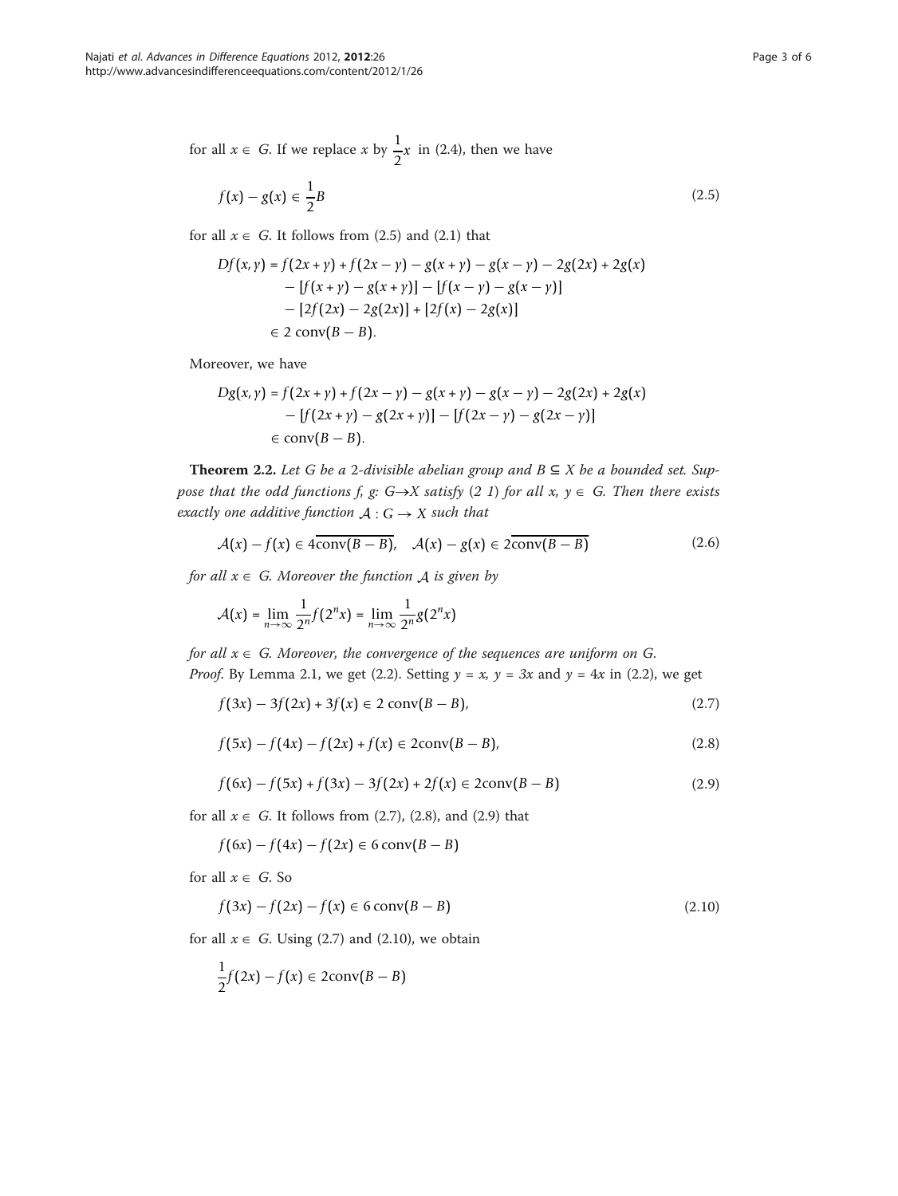for all $x \in G$. If we replace $x$ by $\frac{1}{2}x$ in (2.4), then we have

$$f(x) - g(x) \in \frac{1}{2}B \tag{2.5}$$

for all $x \in G$. It follows from (2.5) and (2.1) that

$$\begin{aligned} Df(x, y) &= f(2x + y) + f(2x - y) - g(x + y) - g(x - y) - 2g(2x) + 2g(x) \\ &\quad - [f(x + y) - g(x + y)] - [f(x - y) - g(x - y)] \\ &\quad - [2f(2x) - 2g(2x)] + [2f(x) - 2g(x)] \\ &\in 2\ \mathrm{conv}(B - B). \end{aligned}$$

Moreover, we have

$$\begin{aligned} Dg(x, y) &= f(2x + y) + f(2x - y) - g(x + y) - g(x - y) - 2g(2x) + 2g(x) \\ &\quad - [f(2x + y) - g(2x + y)] - [f(2x - y) - g(2x - y)] \\ &\in \mathrm{conv}(B - B). \end{aligned}$$

**Theorem 2.2.** *Let $G$ be a 2-divisible abelian group and $B \subseteq X$ be a bounded set. Suppose that the odd functions $f$, $g$: $G \to X$ satisfy (2 1) for all $x$, $y \in G$. Then there exists exactly one additive function $\mathcal{A} : G \to X$ such that*

$$\mathcal{A}(x) - f(x) \in 4\overline{\mathrm{conv}(B - B)}, \quad \mathcal{A}(x) - g(x) \in 2\overline{\mathrm{conv}(B - B)} \tag{2.6}$$

*for all $x \in G$. Moreover the function $\mathcal{A}$ is given by*

$$\mathcal{A}(x) = \lim_{n \to \infty} \frac{1}{2^n} f(2^n x) = \lim_{n \to \infty} \frac{1}{2^n} g(2^n x)$$

*for all $x \in G$. Moreover, the convergence of the sequences are uniform on $G$.*

*Proof*. By Lemma 2.1, we get (2.2). Setting $y = x$, $y = 3x$ and $y = 4x$ in (2.2), we get

$$f(3x) - 3f(2x) + 3f(x) \in 2\ \mathrm{conv}(B - B), \tag{2.7}$$

$$f(5x) - f(4x) - f(2x) + f(x) \in 2\mathrm{conv}(B - B), \tag{2.8}$$

$$f(6x) - f(5x) + f(3x) - 3f(2x) + 2f(x) \in 2\mathrm{conv}(B - B) \tag{2.9}$$

for all $x \in G$. It follows from (2.7), (2.8), and (2.9) that

$$f(6x) - f(4x) - f(2x) \in 6\ \mathrm{conv}(B - B)$$

for all $x \in G$. So

$$f(3x) - f(2x) - f(x) \in 6\ \mathrm{conv}(B - B) \tag{2.10}$$

for all $x \in G$. Using (2.7) and (2.10), we obtain

$$\frac{1}{2}f(2x) - f(x) \in 2\mathrm{conv}(B - B)$$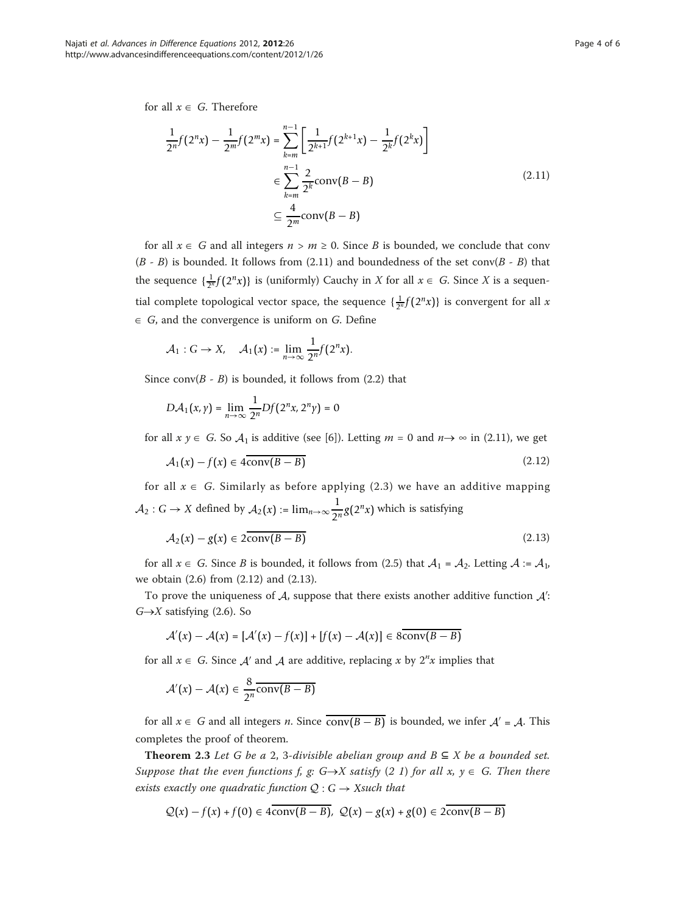for all $x \in G$. Therefore

$$
\begin{aligned}
\frac{1}{2^n}f(2^n x) - \frac{1}{2^m}f(2^m x) &= \sum_{k=m}^{n-1}\left[\frac{1}{2^{k+1}}f(2^{k+1}x) - \frac{1}{2^k}f(2^k x)\right] \\
&\in \sum_{k=m}^{n-1}\frac{2}{2^k}\operatorname{conv}(B-B) \\
&\subseteq \frac{4}{2^m}\operatorname{conv}(B-B)
\end{aligned}
\tag{2.11}
$$

for all $x \in G$ and all integers $n > m \geq 0$. Since $B$ is bounded, we conclude that conv $(B - B)$ is bounded. It follows from (2.11) and boundedness of the set $\operatorname{conv}(B - B)$ that the sequence $\{\frac{1}{2^n}f(2^n x)\}$ is (uniformly) Cauchy in $X$ for all $x \in G$. Since $X$ is a sequential complete topological vector space, the sequence $\{\frac{1}{2^n}f(2^n x)\}$ is convergent for all $x \in G$, and the convergence is uniform on $G$. Define

$$
\mathcal{A}_1 : G \to X, \quad \mathcal{A}_1(x) := \lim_{n\to\infty}\frac{1}{2^n}f(2^n x).
$$

Since $\operatorname{conv}(B - B)$ is bounded, it follows from (2.2) that

$$
D\mathcal{A}_1(x, y) = \lim_{n\to\infty}\frac{1}{2^n}Df(2^n x, 2^n y) = 0
$$

for all $x$ $y \in G$. So $\mathcal{A}_1$ is additive (see [6]). Letting $m = 0$ and $n \to \infty$ in (2.11), we get

$$
\mathcal{A}_1(x) - f(x) \in 4\overline{\operatorname{conv}(B-B)}
\tag{2.12}
$$

for all $x \in G$. Similarly as before applying (2.3) we have an additive mapping $\mathcal{A}_2 : G \to X$ defined by $\mathcal{A}_2(x) := \lim_{n\to\infty}\frac{1}{2^n}g(2^n x)$ which is satisfying

$$
\mathcal{A}_2(x) - g(x) \in 2\overline{\operatorname{conv}(B-B)}
\tag{2.13}
$$

for all $x \in G$. Since $B$ is bounded, it follows from (2.5) that $\mathcal{A}_1 = \mathcal{A}_2$. Letting $\mathcal{A} := \mathcal{A}_1$, we obtain (2.6) from (2.12) and (2.13).

To prove the uniqueness of $\mathcal{A}$, suppose that there exists another additive function $\mathcal{A}'$: $G \to X$ satisfying (2.6). So

$$
\mathcal{A}'(x) - \mathcal{A}(x) = [\mathcal{A}'(x) - f(x)] + [f(x) - \mathcal{A}(x)] \in 8\overline{\operatorname{conv}(B-B)}
$$

for all $x \in G$. Since $\mathcal{A}'$ and $\mathcal{A}$ are additive, replacing $x$ by $2^n x$ implies that

$$
\mathcal{A}'(x) - \mathcal{A}(x) \in \frac{8}{2^n}\overline{\operatorname{conv}(B-B)}
$$

for all $x \in G$ and all integers $n$. Since $\overline{\operatorname{conv}(B-B)}$ is bounded, we infer $\mathcal{A}' = \mathcal{A}$. This completes the proof of theorem.

**Theorem 2.3** *Let $G$ be a 2, 3-divisible abelian group and $B \subseteq X$ be a bounded set. Suppose that the even functions $f$, $g$: $G \to X$ satisfy (2 1) for all $x$, $y \in G$. Then there exists exactly one quadratic function $\mathcal{Q} : G \to X$such that*

$$
\mathcal{Q}(x) - f(x) + f(0) \in 4\overline{\operatorname{conv}(B-B)}, \;\; \mathcal{Q}(x) - g(x) + g(0) \in 2\overline{\operatorname{conv}(B-B)}
$$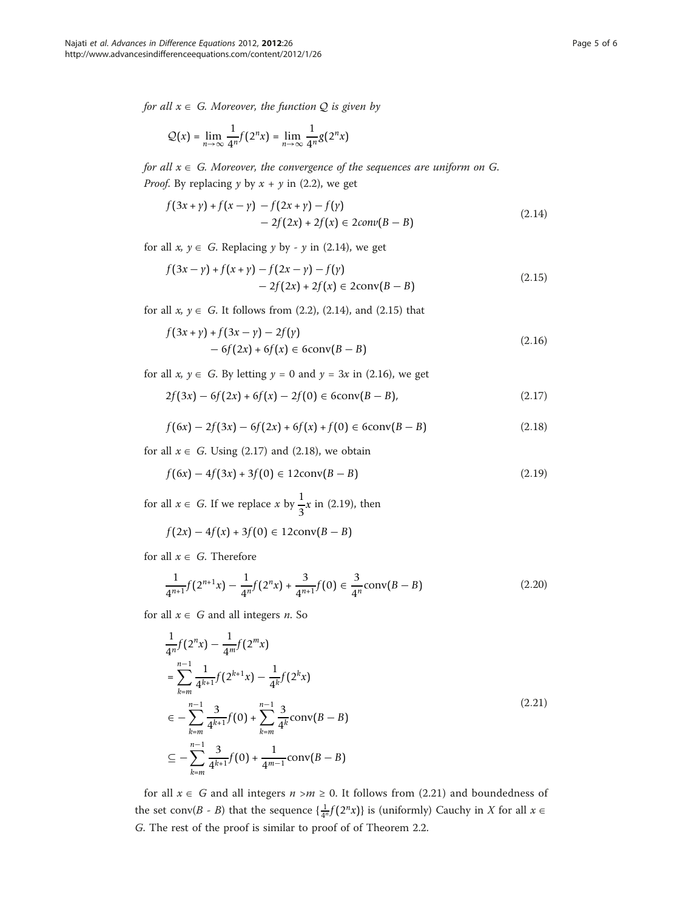*for all* $x \in G$. *Moreover, the function* $\mathcal{Q}$ *is given by*

$$\mathcal{Q}(x) = \lim_{n\to\infty} \frac{1}{4^n} f(2^n x) = \lim_{n\to\infty} \frac{1}{4^n} g(2^n x)$$

*for all* $x \in G$. *Moreover, the convergence of the sequences are uniform on G.*

*Proof.* By replacing $y$ by $x + y$ in (2.2), we get

$$f(3x + y) + f(x - y) - f(2x + y) - f(y) - 2f(2x) + 2f(x) \in 2conv(B - B) \tag{2.14}$$

for all $x, y \in G$. Replacing $y$ by $-y$ in (2.14), we get

$$f(3x - y) + f(x + y) - f(2x - y) - f(y) - 2f(2x) + 2f(x) \in 2\text{conv}(B - B) \tag{2.15}$$

for all $x, y \in G$. It follows from (2.2), (2.14), and (2.15) that

$$f(3x + y) + f(3x - y) - 2f(y) - 6f(2x) + 6f(x) \in 6\text{conv}(B - B) \tag{2.16}$$

for all $x, y \in G$. By letting $y = 0$ and $y = 3x$ in (2.16), we get

$$2f(3x) - 6f(2x) + 6f(x) - 2f(0) \in 6\text{conv}(B - B), \tag{2.17}$$

$$f(6x) - 2f(3x) - 6f(2x) + 6f(x) + f(0) \in 6\text{conv}(B - B) \tag{2.18}$$

for all $x \in G$. Using (2.17) and (2.18), we obtain

$$f(6x) - 4f(3x) + 3f(0) \in 12\text{conv}(B - B) \tag{2.19}$$

for all $x \in G$. If we replace $x$ by $\frac{1}{3}x$ in (2.19), then

$$f(2x) - 4f(x) + 3f(0) \in 12\text{conv}(B - B)$$

for all $x \in G$. Therefore

$$\frac{1}{4^{n+1}} f(2^{n+1}x) - \frac{1}{4^n} f(2^n x) + \frac{3}{4^{n+1}} f(0) \in \frac{3}{4^n}\text{conv}(B - B) \tag{2.20}$$

for all $x \in G$ and all integers $n$. So

$$\begin{aligned}
&\frac{1}{4^n} f(2^n x) - \frac{1}{4^m} f(2^m x) \\
&= \sum_{k=m}^{n-1} \frac{1}{4^{k+1}} f(2^{k+1}x) - \frac{1}{4^k} f(2^k x) \\
&\in -\sum_{k=m}^{n-1} \frac{3}{4^{k+1}} f(0) + \sum_{k=m}^{n-1} \frac{3}{4^k}\text{conv}(B - B) \\
&\subseteq -\sum_{k=m}^{n-1} \frac{3}{4^{k+1}} f(0) + \frac{1}{4^{m-1}}\text{conv}(B - B)
\end{aligned} \tag{2.21}$$

for all $x \in G$ and all integers $n > m \geq 0$. It follows from (2.21) and boundedness of the set conv$(B - B)$ that the sequence $\{\frac{1}{4^n} f(2^n x)\}$ is (uniformly) Cauchy in $X$ for all $x \in G$. The rest of the proof is similar to proof of of Theorem 2.2.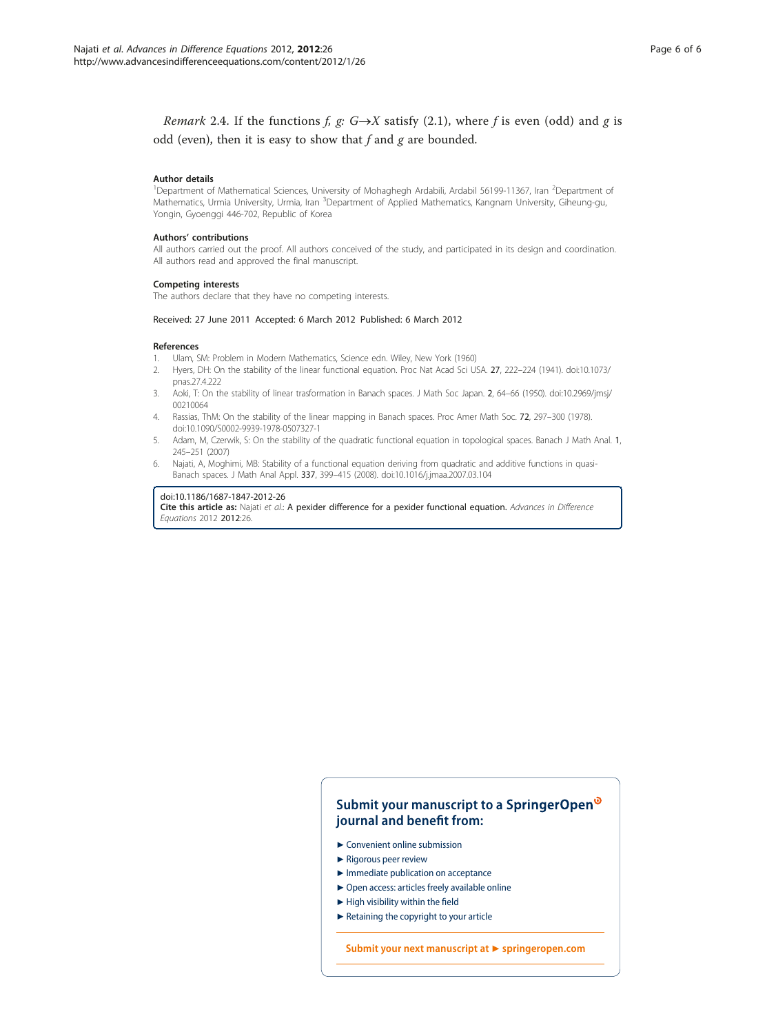*Remark* 2.4. If the functions $f$, $g$: $G \to X$ satisfy (2.1), where $f$ is even (odd) and $g$ is odd (even), then it is easy to show that $f$ and $g$ are bounded.

#### Author details

[1]Department of Mathematical Sciences, University of Mohaghegh Ardabili, Ardabil 56199-11367, Iran [2]Department of Mathematics, Urmia University, Urmia, Iran [3]Department of Applied Mathematics, Kangnam University, Giheung-gu, Yongin, Gyoenggi 446-702, Republic of Korea

#### Authors' contributions

All authors carried out the proof. All authors conceived of the study, and participated in its design and coordination. All authors read and approved the final manuscript.

#### Competing interests

The authors declare that they have no competing interests.

Received: 27 June 2011 Accepted: 6 March 2012 Published: 6 March 2012

#### References

1. Ulam, SM: Problem in Modern Mathematics, Science edn. Wiley, New York (1960)
2. Hyers, DH: On the stability of the linear functional equation. Proc Nat Acad Sci USA. **27**, 222–224 (1941). doi:10.1073/pnas.27.4.222
3. Aoki, T: On the stability of linear trasformation in Banach spaces. J Math Soc Japan. **2**, 64–66 (1950). doi:10.2969/jmsj/00210064
4. Rassias, ThM: On the stability of the linear mapping in Banach spaces. Proc Amer Math Soc. **72**, 297–300 (1978). doi:10.1090/S0002-9939-1978-0507327-1
5. Adam, M, Czerwik, S: On the stability of the quadratic functional equation in topological spaces. Banach J Math Anal. **1**, 245–251 (2007)
6. Najati, A, Moghimi, MB: Stability of a functional equation deriving from quadratic and additive functions in quasi-Banach spaces. J Math Anal Appl. **337**, 399–415 (2008). doi:10.1016/j.jmaa.2007.03.104

doi:10.1186/1687-1847-2012-26
**Cite this article as:** Najati *et al.*: A pexider difference for a pexider functional equation. *Advances in Difference Equations* 2012 **2012**:26.

**Submit your manuscript to a SpringerOpen journal and benefit from:**

- ► Convenient online submission
- ► Rigorous peer review
- ► Immediate publication on acceptance
- ► Open access: articles freely available online
- ► High visibility within the field
- ► Retaining the copyright to your article

**Submit your next manuscript at ► springeropen.com**